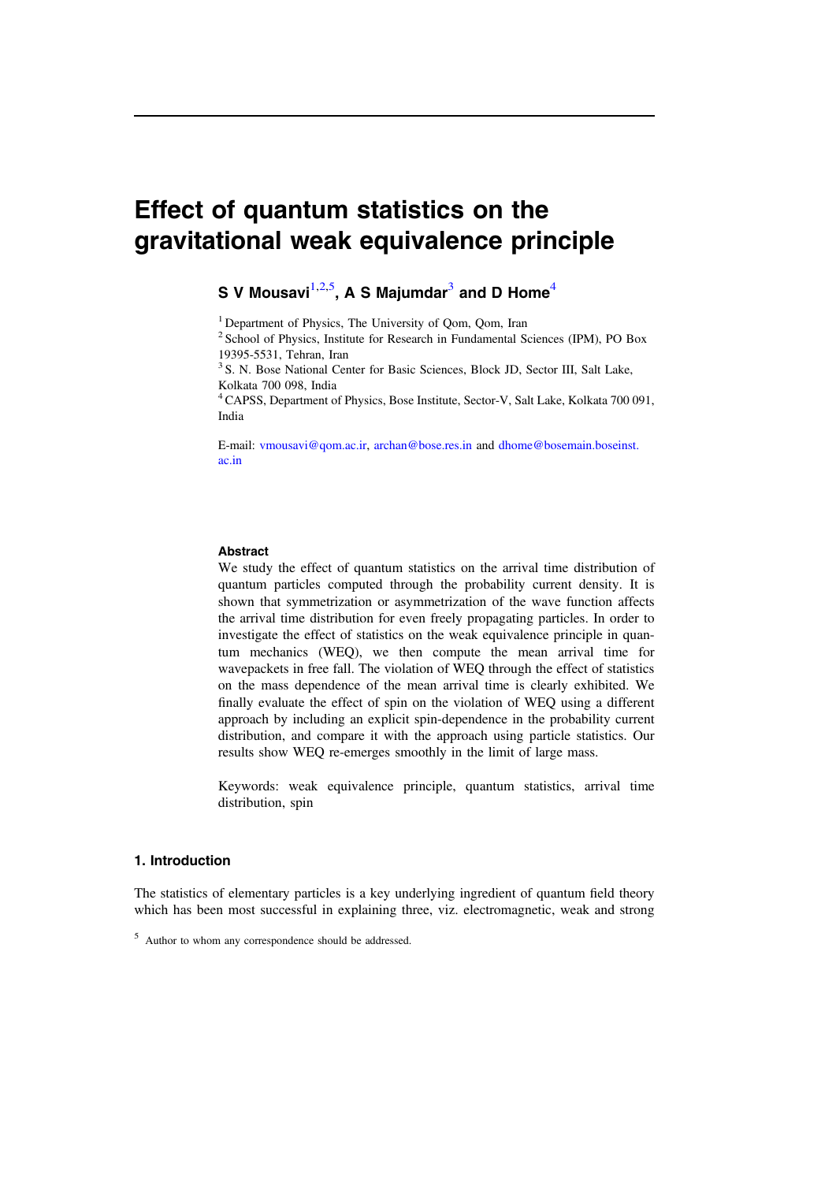# Effect of quantum statistics on the gravitational weak equivalence principle

**S V Mousavi[1,2,5], A S Majumdar[3] and D Home[4]**

[1] Department of Physics, The University of Qom, Qom, Iran

[2] School of Physics, Institute for Research in Fundamental Sciences (IPM), PO Box 19395-5531, Tehran, Iran

[3] S. N. Bose National Center for Basic Sciences, Block JD, Sector III, Salt Lake, Kolkata 700 098, India

[4] CAPSS, Department of Physics, Bose Institute, Sector-V, Salt Lake, Kolkata 700 091, India

E-mail: vmousavi@qom.ac.ir, archan@bose.res.in and dhome@bosemain.boseinst.ac.in

#### Abstract

We study the effect of quantum statistics on the arrival time distribution of quantum particles computed through the probability current density. It is shown that symmetrization or asymmetrization of the wave function affects the arrival time distribution for even freely propagating particles. In order to investigate the effect of statistics on the weak equivalence principle in quantum mechanics (WEQ), we then compute the mean arrival time for wavepackets in free fall. The violation of WEQ through the effect of statistics on the mass dependence of the mean arrival time is clearly exhibited. We finally evaluate the effect of spin on the violation of WEQ using a different approach by including an explicit spin-dependence in the probability current distribution, and compare it with the approach using particle statistics. Our results show WEQ re-emerges smoothly in the limit of large mass.

Keywords: weak equivalence principle, quantum statistics, arrival time distribution, spin

## 1. Introduction

The statistics of elementary particles is a key underlying ingredient of quantum field theory which has been most successful in explaining three, viz. electromagnetic, weak and strong

[5] Author to whom any correspondence should be addressed.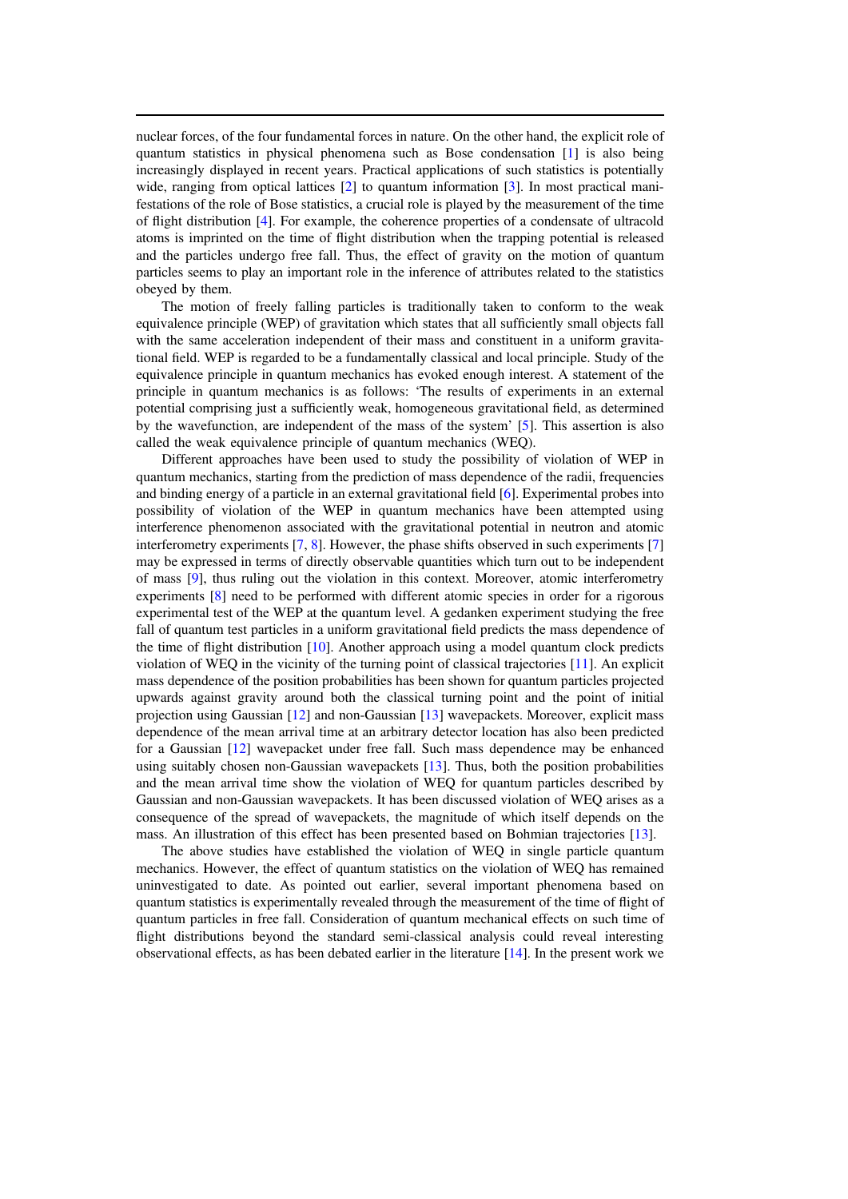nuclear forces, of the four fundamental forces in nature. On the other hand, the explicit role of quantum statistics in physical phenomena such as Bose condensation [1] is also being increasingly displayed in recent years. Practical applications of such statistics is potentially wide, ranging from optical lattices [2] to quantum information [3]. In most practical manifestations of the role of Bose statistics, a crucial role is played by the measurement of the time of flight distribution [4]. For example, the coherence properties of a condensate of ultracold atoms is imprinted on the time of flight distribution when the trapping potential is released and the particles undergo free fall. Thus, the effect of gravity on the motion of quantum particles seems to play an important role in the inference of attributes related to the statistics obeyed by them.

The motion of freely falling particles is traditionally taken to conform to the weak equivalence principle (WEP) of gravitation which states that all sufficiently small objects fall with the same acceleration independent of their mass and constituent in a uniform gravitational field. WEP is regarded to be a fundamentally classical and local principle. Study of the equivalence principle in quantum mechanics has evoked enough interest. A statement of the principle in quantum mechanics is as follows: 'The results of experiments in an external potential comprising just a sufficiently weak, homogeneous gravitational field, as determined by the wavefunction, are independent of the mass of the system' [5]. This assertion is also called the weak equivalence principle of quantum mechanics (WEQ).

Different approaches have been used to study the possibility of violation of WEP in quantum mechanics, starting from the prediction of mass dependence of the radii, frequencies and binding energy of a particle in an external gravitational field [6]. Experimental probes into possibility of violation of the WEP in quantum mechanics have been attempted using interference phenomenon associated with the gravitational potential in neutron and atomic interferometry experiments [7, 8]. However, the phase shifts observed in such experiments [7] may be expressed in terms of directly observable quantities which turn out to be independent of mass [9], thus ruling out the violation in this context. Moreover, atomic interferometry experiments [8] need to be performed with different atomic species in order for a rigorous experimental test of the WEP at the quantum level. A gedanken experiment studying the free fall of quantum test particles in a uniform gravitational field predicts the mass dependence of the time of flight distribution [10]. Another approach using a model quantum clock predicts violation of WEQ in the vicinity of the turning point of classical trajectories [11]. An explicit mass dependence of the position probabilities has been shown for quantum particles projected upwards against gravity around both the classical turning point and the point of initial projection using Gaussian [12] and non-Gaussian [13] wavepackets. Moreover, explicit mass dependence of the mean arrival time at an arbitrary detector location has also been predicted for a Gaussian [12] wavepacket under free fall. Such mass dependence may be enhanced using suitably chosen non-Gaussian wavepackets [13]. Thus, both the position probabilities and the mean arrival time show the violation of WEQ for quantum particles described by Gaussian and non-Gaussian wavepackets. It has been discussed violation of WEQ arises as a consequence of the spread of wavepackets, the magnitude of which itself depends on the mass. An illustration of this effect has been presented based on Bohmian trajectories [13].

The above studies have established the violation of WEQ in single particle quantum mechanics. However, the effect of quantum statistics on the violation of WEQ has remained uninvestigated to date. As pointed out earlier, several important phenomena based on quantum statistics is experimentally revealed through the measurement of the time of flight of quantum particles in free fall. Consideration of quantum mechanical effects on such time of flight distributions beyond the standard semi-classical analysis could reveal interesting observational effects, as has been debated earlier in the literature [14]. In the present work we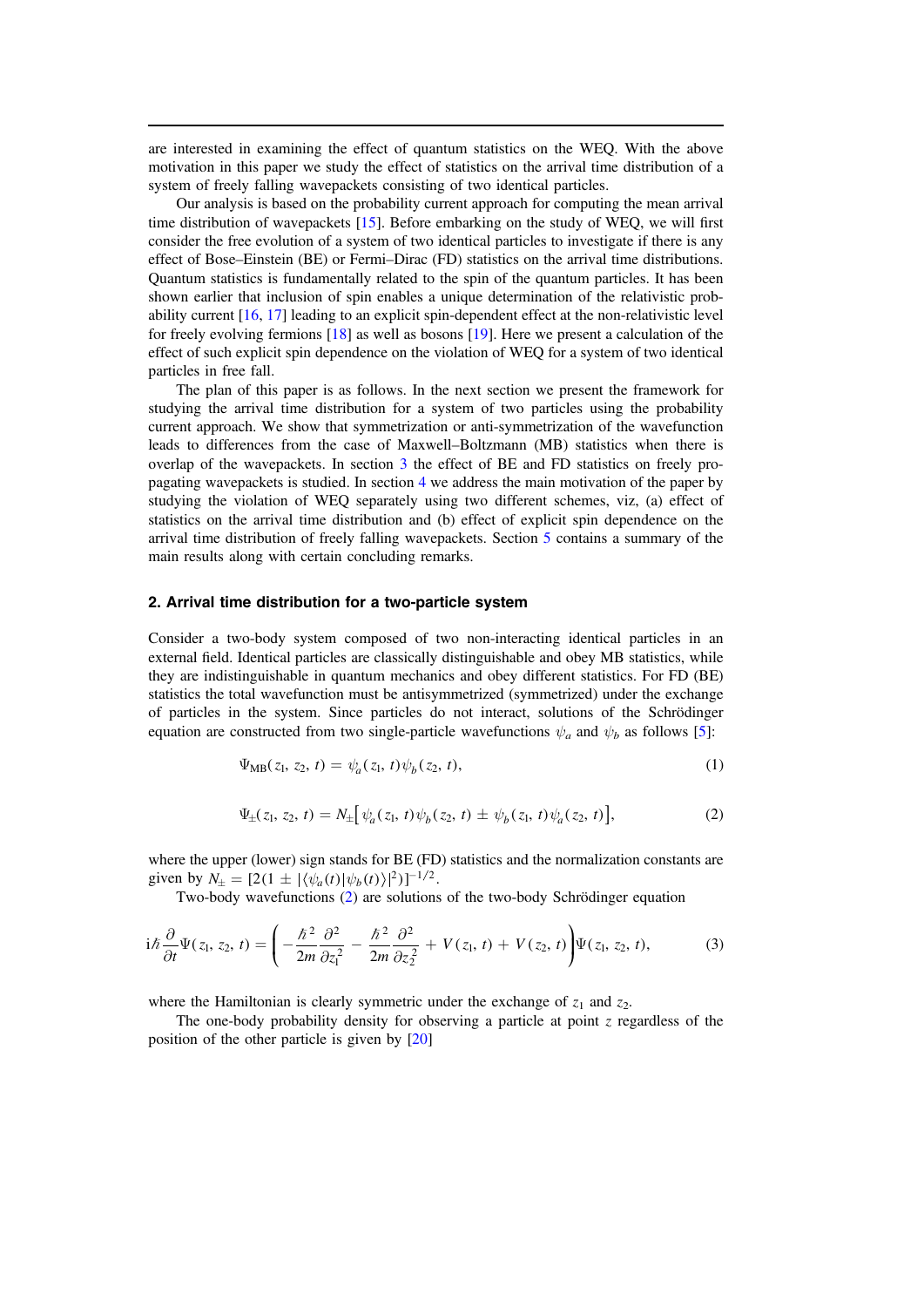are interested in examining the effect of quantum statistics on the WEQ. With the above motivation in this paper we study the effect of statistics on the arrival time distribution of a system of freely falling wavepackets consisting of two identical particles.

Our analysis is based on the probability current approach for computing the mean arrival time distribution of wavepackets [15]. Before embarking on the study of WEQ, we will first consider the free evolution of a system of two identical particles to investigate if there is any effect of Bose–Einstein (BE) or Fermi–Dirac (FD) statistics on the arrival time distributions. Quantum statistics is fundamentally related to the spin of the quantum particles. It has been shown earlier that inclusion of spin enables a unique determination of the relativistic probability current [16, 17] leading to an explicit spin-dependent effect at the non-relativistic level for freely evolving fermions [18] as well as bosons [19]. Here we present a calculation of the effect of such explicit spin dependence on the violation of WEQ for a system of two identical particles in free fall.

The plan of this paper is as follows. In the next section we present the framework for studying the arrival time distribution for a system of two particles using the probability current approach. We show that symmetrization or anti-symmetrization of the wavefunction leads to differences from the case of Maxwell–Boltzmann (MB) statistics when there is overlap of the wavepackets. In section 3 the effect of BE and FD statistics on freely propagating wavepackets is studied. In section 4 we address the main motivation of the paper by studying the violation of WEQ separately using two different schemes, viz, (a) effect of statistics on the arrival time distribution and (b) effect of explicit spin dependence on the arrival time distribution of freely falling wavepackets. Section 5 contains a summary of the main results along with certain concluding remarks.

## 2. Arrival time distribution for a two-particle system

Consider a two-body system composed of two non-interacting identical particles in an external field. Identical particles are classically distinguishable and obey MB statistics, while they are indistinguishable in quantum mechanics and obey different statistics. For FD (BE) statistics the total wavefunction must be antisymmetrized (symmetrized) under the exchange of particles in the system. Since particles do not interact, solutions of the Schrödinger equation are constructed from two single-particle wavefunctions $\psi_a$ and $\psi_b$ as follows [5]:

$$\Psi_{\text{MB}}(z_1, z_2, t) = \psi_a(z_1, t)\psi_b(z_2, t), \tag{1}$$

$$\Psi_{\pm}(z_1, z_2, t) = N_{\pm}\big[\psi_a(z_1, t)\psi_b(z_2, t) \pm \psi_b(z_1, t)\psi_a(z_2, t)\big], \tag{2}$$

where the upper (lower) sign stands for BE (FD) statistics and the normalization constants are given by $N_{\pm} = [2(1 \pm |\langle\psi_a(t)|\psi_b(t)\rangle|^2)]^{-1/2}$.

Two-body wavefunctions (2) are solutions of the two-body Schrödinger equation

$$\mathrm{i}\hbar\frac{\partial}{\partial t}\Psi(z_1, z_2, t) = \left(-\frac{\hbar^2}{2m}\frac{\partial^2}{\partial z_1^2} - \frac{\hbar^2}{2m}\frac{\partial^2}{\partial z_2^2} + V(z_1, t) + V(z_2, t)\right)\Psi(z_1, z_2, t), \tag{3}$$

where the Hamiltonian is clearly symmetric under the exchange of $z_1$ and $z_2$.

The one-body probability density for observing a particle at point $z$ regardless of the position of the other particle is given by [20]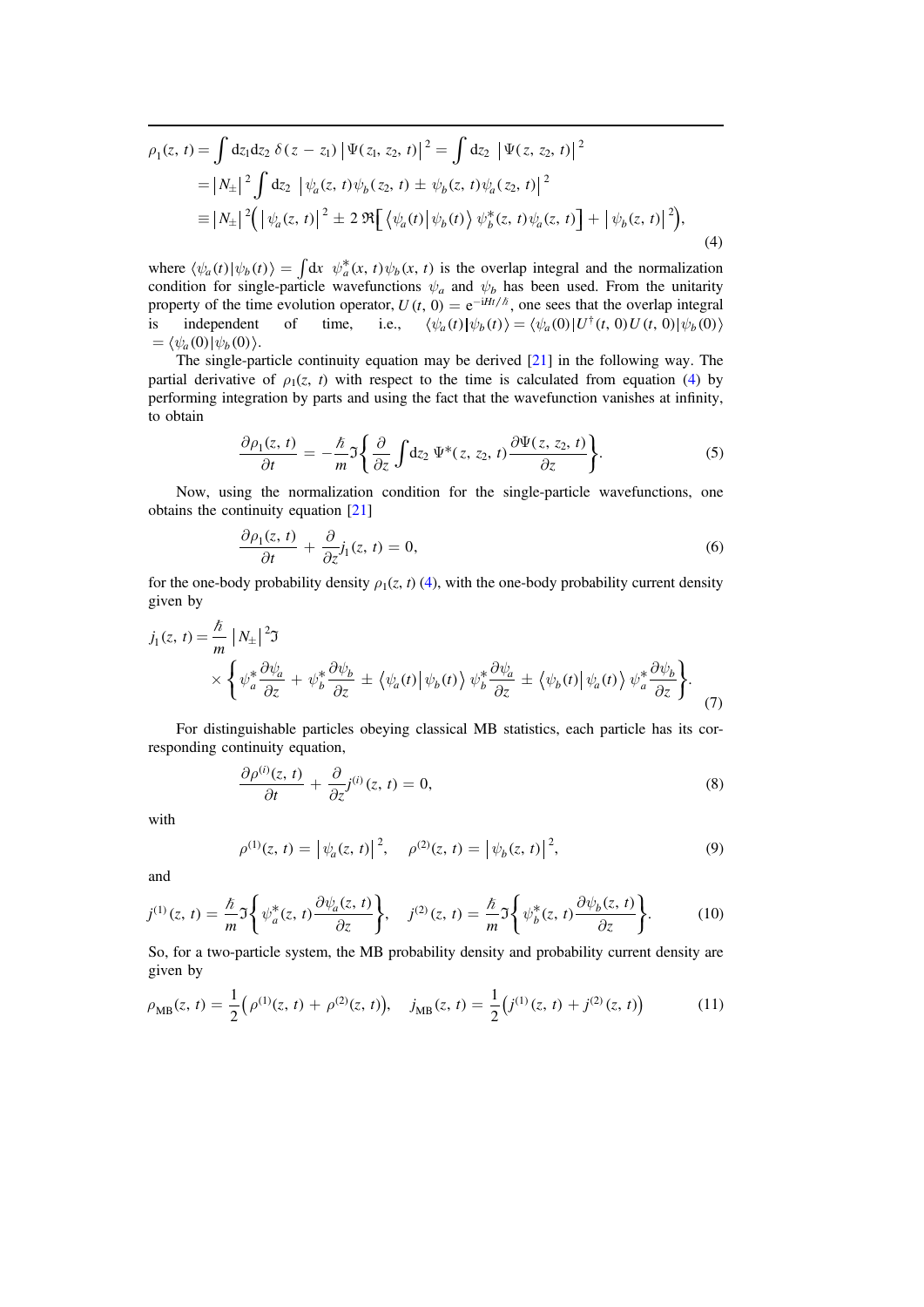$$
\begin{aligned}
\rho_1(z,\,t) &= \int \mathrm{d}z_1 \mathrm{d}z_2 \;\delta(z - z_1)\,\left|\Psi(z_1,\,z_2,\,t)\right|^2 = \int \mathrm{d}z_2 \;\left|\Psi(z,\,z_2,\,t)\right|^2 \\
&= \left|N_\pm\right|^2 \int \mathrm{d}z_2 \;\left|\psi_a(z,\,t)\psi_b(z_2,\,t) \pm \psi_b(z,\,t)\psi_a(z_2,\,t)\right|^2 \\
&\equiv \left|N_\pm\right|^2 \Big(\left|\psi_a(z,\,t)\right|^2 \pm 2\,\Re\Big[\left\langle\psi_a(t)\middle|\psi_b(t)\right\rangle\,\psi_b^*(z,\,t)\psi_a(z,\,t)\Big] + \left|\psi_b(z,\,t)\right|^2\Big),
\end{aligned}
\tag{4}
$$

where $\langle\psi_a(t)|\psi_b(t)\rangle = \int \mathrm{d}x \;\; \psi_a^*(x,\,t)\psi_b(x,\,t)$ is the overlap integral and the normalization condition for single-particle wavefunctions $\psi_a$ and $\psi_b$ has been used. From the unitarity property of the time evolution operator, $U(t,\,0) = \mathrm{e}^{-\mathrm{i}Ht/\hbar}$, one sees that the overlap integral is independent of time, i.e., $\langle\psi_a(t)|\psi_b(t)\rangle = \langle\psi_a(0)|U^\dagger(t,\,0)\,U(t,\,0)|\psi_b(0)\rangle = \langle\psi_a(0)|\psi_b(0)\rangle$.

The single-particle continuity equation may be derived [21] in the following way. The partial derivative of $\rho_1(z,\,t)$ with respect to the time is calculated from equation (4) by performing integration by parts and using the fact that the wavefunction vanishes at infinity, to obtain

$$
\frac{\partial\rho_1(z,\,t)}{\partial t} = -\frac{\hbar}{m}\Im\left\{\frac{\partial}{\partial z}\int \mathrm{d}z_2\;\Psi^*(z,\,z_2,\,t)\frac{\partial\Psi(z,\,z_2,\,t)}{\partial z}\right\}. \tag{5}
$$

Now, using the normalization condition for the single-particle wavefunctions, one obtains the continuity equation [21]

$$
\frac{\partial\rho_1(z,\,t)}{\partial t} + \frac{\partial}{\partial z}j_1(z,\,t) = 0, \tag{6}
$$

for the one-body probability density $\rho_1(z,\,t)$ (4), with the one-body probability current density given by

$$
\begin{aligned}
j_1(z,\,t) = \frac{\hbar}{m}\left|N_\pm\right|^2\Im \\
\times\left\{\psi_a^*\frac{\partial\psi_a}{\partial z} + \psi_b^*\frac{\partial\psi_b}{\partial z} \pm \left\langle\psi_a(t)\middle|\psi_b(t)\right\rangle\,\psi_b^*\frac{\partial\psi_a}{\partial z} \pm \left\langle\psi_b(t)\middle|\psi_a(t)\right\rangle\,\psi_a^*\frac{\partial\psi_b}{\partial z}\right\}.
\end{aligned}
\tag{7}
$$

For distinguishable particles obeying classical MB statistics, each particle has its corresponding continuity equation,

$$
\frac{\partial\rho^{(i)}(z,\,t)}{\partial t} + \frac{\partial}{\partial z}j^{(i)}(z,\,t) = 0, \tag{8}
$$

with

$$
\rho^{(1)}(z,\,t) = \left|\psi_a(z,\,t)\right|^2, \quad \rho^{(2)}(z,\,t) = \left|\psi_b(z,\,t)\right|^2, \tag{9}
$$

and

$$
j^{(1)}(z,\,t) = \frac{\hbar}{m}\Im\left\{\psi_a^*(z,\,t)\frac{\partial\psi_a(z,\,t)}{\partial z}\right\}, \quad j^{(2)}(z,\,t) = \frac{\hbar}{m}\Im\left\{\psi_b^*(z,\,t)\frac{\partial\psi_b(z,\,t)}{\partial z}\right\}. \tag{10}
$$

So, for a two-particle system, the MB probability density and probability current density are given by

$$
\rho_{\mathrm{MB}}(z,\,t) = \frac{1}{2}\left(\rho^{(1)}(z,\,t) + \rho^{(2)}(z,\,t)\right), \quad j_{\mathrm{MB}}(z,\,t) = \frac{1}{2}\left(j^{(1)}(z,\,t) + j^{(2)}(z,\,t)\right) \tag{11}
$$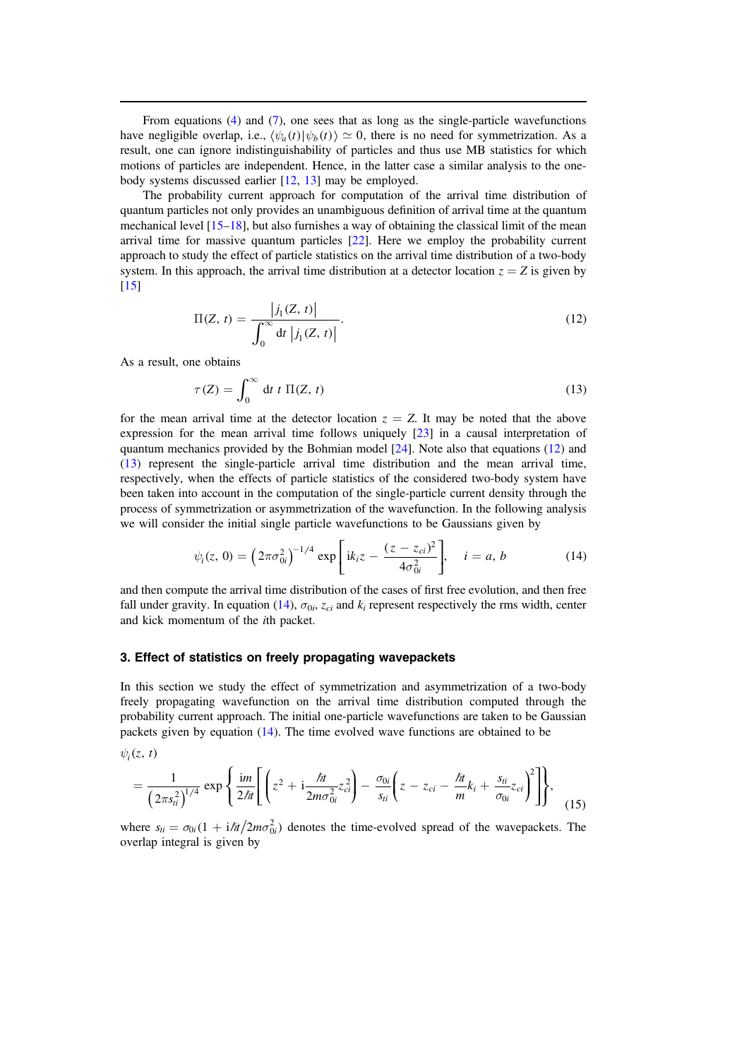From equations (4) and (7), one sees that as long as the single-particle wavefunctions have negligible overlap, i.e., $\langle\psi_a(t)|\psi_b(t)\rangle \simeq 0$, there is no need for symmetrization. As a result, one can ignore indistinguishability of particles and thus use MB statistics for which motions of particles are independent. Hence, in the latter case a similar analysis to the one-body systems discussed earlier [12, 13] may be employed.

The probability current approach for computation of the arrival time distribution of quantum particles not only provides an unambiguous definition of arrival time at the quantum mechanical level [15–18], but also furnishes a way of obtaining the classical limit of the mean arrival time for massive quantum particles [22]. Here we employ the probability current approach to study the effect of particle statistics on the arrival time distribution of a two-body system. In this approach, the arrival time distribution at a detector location $z = Z$ is given by [15]

$$\Pi(Z, t) = \frac{|j_1(Z, t)|}{\int_0^\infty \mathrm{d}t\, |j_1(Z, t)|}. \tag{12}$$

As a result, one obtains

$$\tau(Z) = \int_0^\infty \mathrm{d}t\ t\ \Pi(Z, t) \tag{13}$$

for the mean arrival time at the detector location $z = Z$. It may be noted that the above expression for the mean arrival time follows uniquely [23] in a causal interpretation of quantum mechanics provided by the Bohmian model [24]. Note also that equations (12) and (13) represent the single-particle arrival time distribution and the mean arrival time, respectively, when the effects of particle statistics of the considered two-body system have been taken into account in the computation of the single-particle current density through the process of symmetrization or asymmetrization of the wavefunction. In the following analysis we will consider the initial single particle wavefunctions to be Gaussians given by

$$\psi_i(z, 0) = \left(2\pi\sigma_{0i}^2\right)^{-1/4} \exp\left[\mathrm{i}k_i z - \frac{(z - z_{ci})^2}{4\sigma_{0i}^2}\right], \quad i = a, b \tag{14}$$

and then compute the arrival time distribution of the cases of first free evolution, and then free fall under gravity. In equation (14), $\sigma_{0i}$, $z_{ci}$ and $k_i$ represent respectively the rms width, center and kick momentum of the $i$th packet.

### 3. Effect of statistics on freely propagating wavepackets

In this section we study the effect of symmetrization and asymmetrization of a two-body freely propagating wavefunction on the arrival time distribution computed through the probability current approach. The initial one-particle wavefunctions are taken to be Gaussian packets given by equation (14). The time evolved wave functions are obtained to be

$$\psi_i(z, t) = \frac{1}{\left(2\pi s_{ti}^2\right)^{1/4}} \exp\left\{\frac{\mathrm{i}m}{2\hbar t}\left[\left(z^2 + \mathrm{i}\frac{\hbar t}{2m\sigma_{0i}^2}z_{ci}^2\right) - \frac{\sigma_{0i}}{s_{ti}}\left(z - z_{ci} - \frac{\hbar t}{m}k_i + \frac{s_{ti}}{\sigma_{0i}}z_{ci}\right)^2\right]\right\}, \tag{15}$$

where $s_{ti} = \sigma_{0i}(1 + \mathrm{i}\hbar t/2m\sigma_{0i}^2)$ denotes the time-evolved spread of the wavepackets. The overlap integral is given by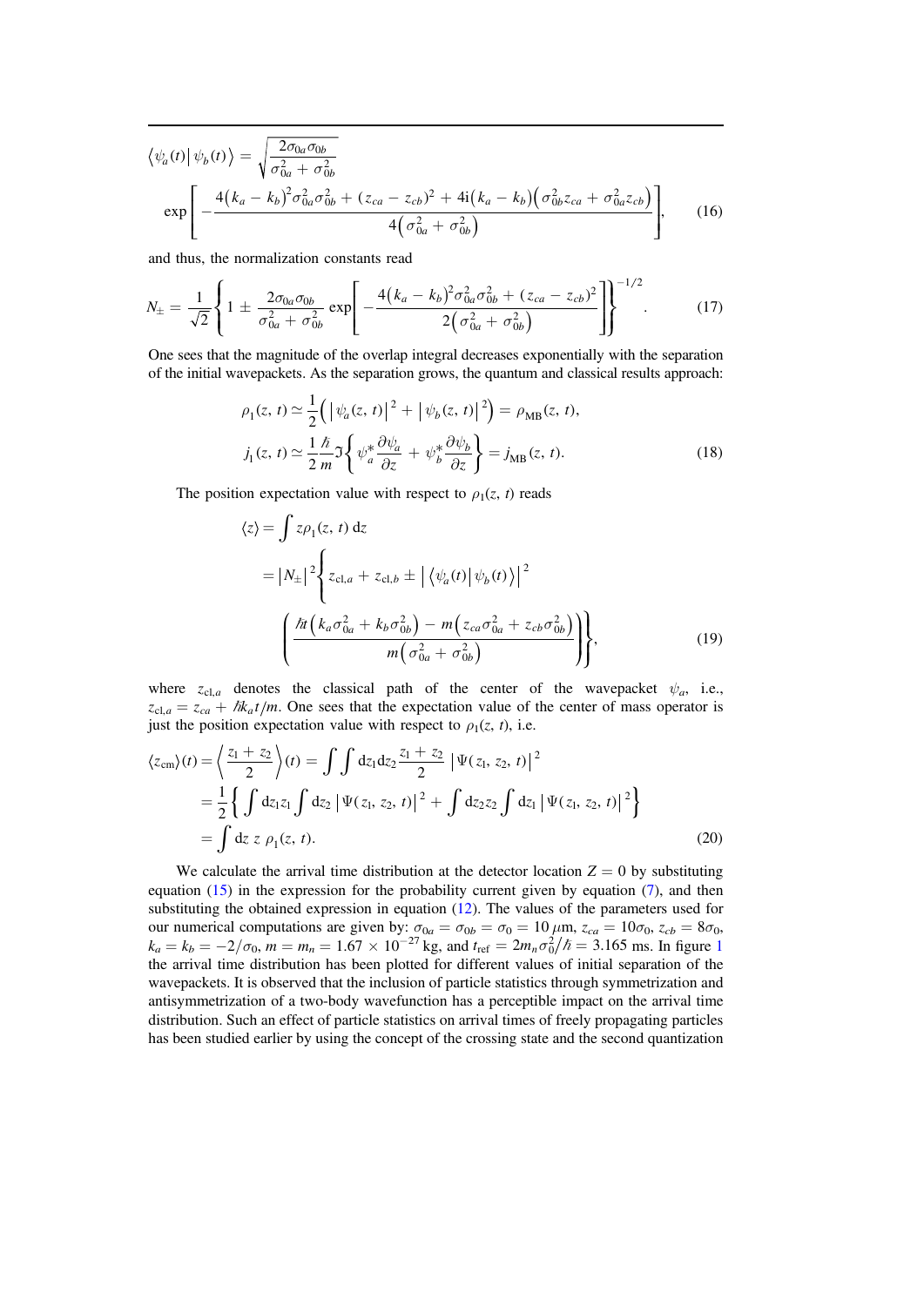$$\langle \psi_a(t) | \psi_b(t) \rangle = \sqrt{\frac{2\sigma_{0a}\sigma_{0b}}{\sigma_{0a}^2 + \sigma_{0b}^2}} \exp\left[ -\frac{4(k_a - k_b)^2 \sigma_{0a}^2 \sigma_{0b}^2 + (z_{ca} - z_{cb})^2 + 4\mathrm{i}(k_a - k_b)\left(\sigma_{0b}^2 z_{ca} + \sigma_{0a}^2 z_{cb}\right)}{4\left(\sigma_{0a}^2 + \sigma_{0b}^2\right)} \right], \tag{16}$$

and thus, the normalization constants read

$$N_{\pm} = \frac{1}{\sqrt{2}} \left\{ 1 \pm \frac{2\sigma_{0a}\sigma_{0b}}{\sigma_{0a}^2 + \sigma_{0b}^2} \exp\left[ -\frac{4(k_a - k_b)^2 \sigma_{0a}^2 \sigma_{0b}^2 + (z_{ca} - z_{cb})^2}{2\left(\sigma_{0a}^2 + \sigma_{0b}^2\right)} \right] \right\}^{-1/2}. \tag{17}$$

One sees that the magnitude of the overlap integral decreases exponentially with the separation of the initial wavepackets. As the separation grows, the quantum and classical results approach:

$$\begin{aligned} \rho_1(z, t) &\simeq \frac{1}{2}\left( |\psi_a(z, t)|^2 + |\psi_b(z, t)|^2 \right) = \rho_{\mathrm{MB}}(z, t), \\ j_1(z, t) &\simeq \frac{1}{2}\frac{\hbar}{m} \Im\left\{ \psi_a^* \frac{\partial \psi_a}{\partial z} + \psi_b^* \frac{\partial \psi_b}{\partial z} \right\} = j_{\mathrm{MB}}(z, t). \end{aligned} \tag{18}$$

The position expectation value with respect to $\rho_1(z, t)$ reads

$$\begin{aligned} \langle z \rangle &= \int z \rho_1(z, t)\, \mathrm{d}z \\ &= |N_{\pm}|^2 \left\{ z_{\mathrm{cl},a} + z_{\mathrm{cl},b} \pm |\langle \psi_a(t) | \psi_b(t) \rangle|^2 \left( \frac{\hbar t\left(k_a \sigma_{0a}^2 + k_b \sigma_{0b}^2\right) - m\left(z_{ca}\sigma_{0a}^2 + z_{cb}\sigma_{0b}^2\right)}{m\left(\sigma_{0a}^2 + \sigma_{0b}^2\right)} \right) \right\}, \end{aligned} \tag{19}$$

where $z_{\mathrm{cl},a}$ denotes the classical path of the center of the wavepacket $\psi_a$, i.e., $z_{\mathrm{cl},a} = z_{ca} + \hbar k_a t/m$. One sees that the expectation value of the center of mass operator is just the position expectation value with respect to $\rho_1(z, t)$, i.e.

$$\begin{aligned} \langle z_{\mathrm{cm}} \rangle(t) &= \left\langle \frac{z_1 + z_2}{2} \right\rangle(t) = \int\int \mathrm{d}z_1 \mathrm{d}z_2 \frac{z_1 + z_2}{2} |\Psi(z_1, z_2, t)|^2 \\ &= \frac{1}{2}\left\{ \int \mathrm{d}z_1 z_1 \int \mathrm{d}z_2 |\Psi(z_1, z_2, t)|^2 + \int \mathrm{d}z_2 z_2 \int \mathrm{d}z_1 |\Psi(z_1, z_2, t)|^2 \right\} \\ &= \int \mathrm{d}z\, z\, \rho_1(z, t). \end{aligned} \tag{20}$$

We calculate the arrival time distribution at the detector location $Z = 0$ by substituting equation (15) in the expression for the probability current given by equation (7), and then substituting the obtained expression in equation (12). The values of the parameters used for our numerical computations are given by: $\sigma_{0a} = \sigma_{0b} = \sigma_0 = 10\,\mu\mathrm{m}$, $z_{ca} = 10\sigma_0$, $z_{cb} = 8\sigma_0$, $k_a = k_b = -2/\sigma_0$, $m = m_n = 1.67 \times 10^{-27}$ kg, and $t_{\mathrm{ref}} = 2m_n\sigma_0^2/\hbar = 3.165$ ms. In figure 1 the arrival time distribution has been plotted for different values of initial separation of the wavepackets. It is observed that the inclusion of particle statistics through symmetrization and antisymmetrization of a two-body wavefunction has a perceptible impact on the arrival time distribution. Such an effect of particle statistics on arrival times of freely propagating particles has been studied earlier by using the concept of the crossing state and the second quantization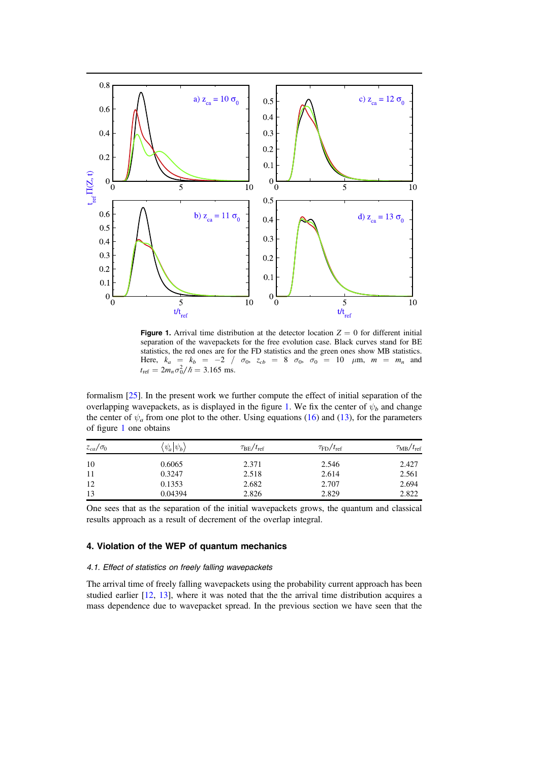**Figure 1.** Arrival time distribution at the detector location $Z = 0$ for different initial separation of the wavepackets for the free evolution case. Black curves stand for BE statistics, the red ones are for the FD statistics and the green ones show MB statistics. Here, $k_a = k_b = -2 / \sigma_0$, $z_{cb} = 8\ \sigma_0$, $\sigma_0 = 10\ \mu$m, $m = m_n$ and $t_{\rm ref} = 2m_n\sigma_0^2/\hbar = 3.165$ ms.

formalism [25]. In the present work we further compute the effect of initial separation of the overlapping wavepackets, as is displayed in the figure 1. We fix the center of $\psi_b$ and change the center of $\psi_a$ from one plot to the other. Using equations (16) and (13), for the parameters of figure 1 one obtains

| $z_{ca}/\sigma_0$ | $\langle\psi_a\vert\psi_b\rangle$ | $\tau_{\rm BE}/t_{\rm ref}$ | $\tau_{\rm FD}/t_{\rm ref}$ | $\tau_{\rm MB}/t_{\rm ref}$ |
|---|---|---|---|---|
| 10 | 0.6065 | 2.371 | 2.546 | 2.427 |
| 11 | 0.3247 | 2.518 | 2.614 | 2.561 |
| 12 | 0.1353 | 2.682 | 2.707 | 2.694 |
| 13 | 0.04394 | 2.826 | 2.829 | 2.822 |

One sees that as the separation of the initial wavepackets grows, the quantum and classical results approach as a result of decrement of the overlap integral.

## 4. Violation of the WEP of quantum mechanics

### 4.1. Effect of statistics on freely falling wavepackets

The arrival time of freely falling wavepackets using the probability current approach has been studied earlier [12, 13], where it was noted that the the arrival time distribution acquires a mass dependence due to wavepacket spread. In the previous section we have seen that the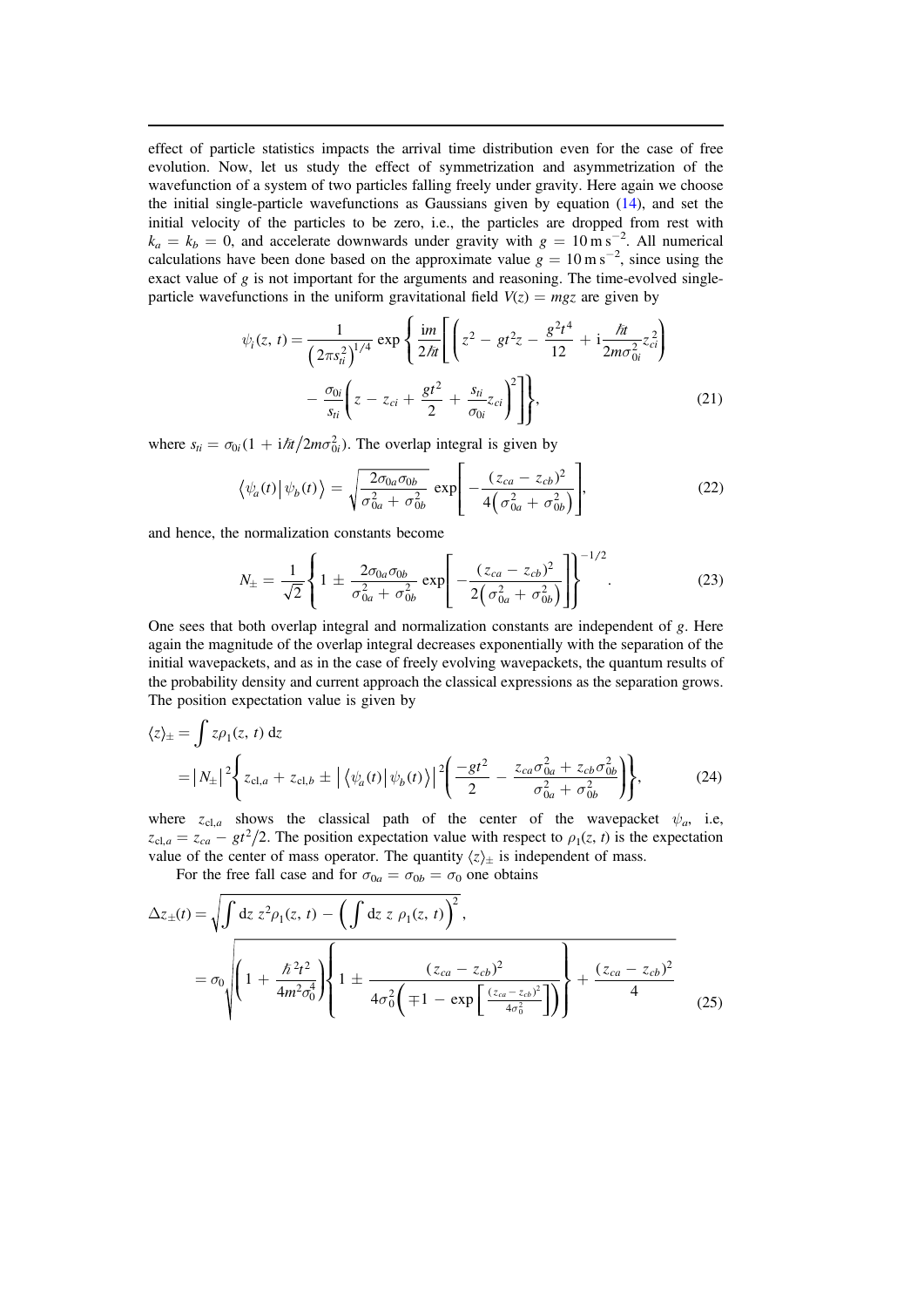effect of particle statistics impacts the arrival time distribution even for the case of free evolution. Now, let us study the effect of symmetrization and asymmetrization of the wavefunction of a system of two particles falling freely under gravity. Here again we choose the initial single-particle wavefunctions as Gaussians given by equation (14), and set the initial velocity of the particles to be zero, i.e., the particles are dropped from rest with $k_a = k_b = 0$, and accelerate downwards under gravity with $g = 10\,\mathrm{m\,s^{-2}}$. All numerical calculations have been done based on the approximate value $g = 10\,\mathrm{m\,s^{-2}}$, since using the exact value of $g$ is not important for the arguments and reasoning. The time-evolved single-particle wavefunctions in the uniform gravitational field $V(z) = mgz$ are given by

$$\psi_i(z,t) = \frac{1}{\left(2\pi s_{ti}^2\right)^{1/4}} \exp\left\{ \frac{\mathrm{i}m}{2\hbar t}\left[ \left( z^2 - gt^2 z - \frac{g^2t^4}{12} + \mathrm{i}\frac{\hbar t}{2m\sigma_{0i}^2} z_{ci}^2 \right) - \frac{\sigma_{0i}}{s_{ti}}\left( z - z_{ci} + \frac{gt^2}{2} + \frac{s_{ti}}{\sigma_{0i}} z_{ci} \right)^2 \right] \right\}, \tag{21}$$

where $s_{ti} = \sigma_{0i}(1 + \mathrm{i}\hbar t/2m\sigma_{0i}^2)$. The overlap integral is given by

$$\langle \psi_a(t) | \psi_b(t) \rangle = \sqrt{\frac{2\sigma_{0a}\sigma_{0b}}{\sigma_{0a}^2 + \sigma_{0b}^2}} \exp\left[ -\frac{(z_{ca} - z_{cb})^2}{4\left(\sigma_{0a}^2 + \sigma_{0b}^2\right)} \right], \tag{22}$$

and hence, the normalization constants become

$$N_\pm = \frac{1}{\sqrt{2}}\left\{ 1 \pm \frac{2\sigma_{0a}\sigma_{0b}}{\sigma_{0a}^2 + \sigma_{0b}^2} \exp\left[ -\frac{(z_{ca} - z_{cb})^2}{2\left(\sigma_{0a}^2 + \sigma_{0b}^2\right)} \right] \right\}^{-1/2}. \tag{23}$$

One sees that both overlap integral and normalization constants are independent of $g$. Here again the magnitude of the overlap integral decreases exponentially with the separation of the initial wavepackets, and as in the case of freely evolving wavepackets, the quantum results of the probability density and current approach the classical expressions as the separation grows. The position expectation value is given by

$$\begin{aligned} \langle z \rangle_\pm &= \int z\rho_1(z,t)\,\mathrm{d}z \\ &= |N_\pm|^2 \left\{ z_{\mathrm{cl},a} + z_{\mathrm{cl},b} \pm |\langle \psi_a(t)|\psi_b(t)\rangle|^2 \left( \frac{-gt^2}{2} - \frac{z_{ca}\sigma_{0a}^2 + z_{cb}\sigma_{0b}^2}{\sigma_{0a}^2 + \sigma_{0b}^2} \right) \right\}, \end{aligned} \tag{24}$$

where $z_{\mathrm{cl},a}$ shows the classical path of the center of the wavepacket $\psi_a$, i.e, $z_{\mathrm{cl},a} = z_{ca} - gt^2/2$. The position expectation value with respect to $\rho_1(z,t)$ is the expectation value of the center of mass operator. The quantity $\langle z \rangle_\pm$ is independent of mass.

For the free fall case and for $\sigma_{0a} = \sigma_{0b} = \sigma_0$ one obtains

$$\begin{aligned} \Delta z_\pm(t) &= \sqrt{\int \mathrm{d}z\, z^2 \rho_1(z,t) - \left( \int \mathrm{d}z\, z\, \rho_1(z,t) \right)^2}, \\ &= \sigma_0 \sqrt{\left( 1 + \frac{\hbar^2 t^2}{4m^2\sigma_0^4} \right)\left\{ 1 \pm \frac{(z_{ca} - z_{cb})^2}{4\sigma_0^2\left( \mp 1 - \exp\left[ \frac{(z_{ca} - z_{cb})^2}{4\sigma_0^2} \right] \right)} \right\} + \frac{(z_{ca} - z_{cb})^2}{4}} \end{aligned} \tag{25}$$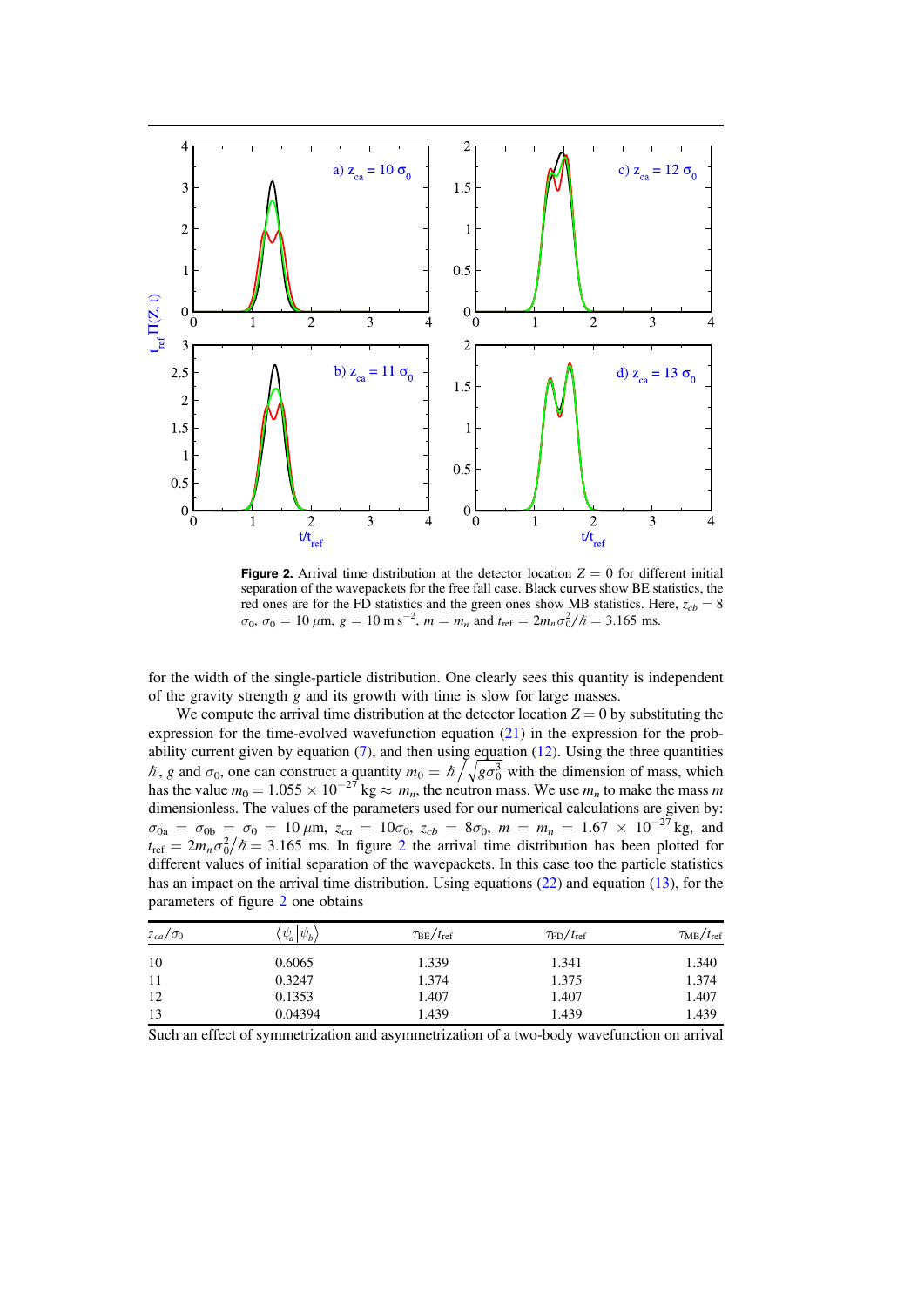**Figure 2.** Arrival time distribution at the detector location $Z = 0$ for different initial separation of the wavepackets for the free fall case. Black curves show BE statistics, the red ones are for the FD statistics and the green ones show MB statistics. Here, $z_{cb} = 8\sigma_0$, $\sigma_0 = 10\,\mu$m, $g = 10$ m s$^{-2}$, $m = m_n$ and $t_{\rm ref} = 2m_n\sigma_0^2/\hbar = 3.165$ ms.

for the width of the single-particle distribution. One clearly sees this quantity is independent of the gravity strength $g$ and its growth with time is slow for large masses.

We compute the arrival time distribution at the detector location $Z = 0$ by substituting the expression for the time-evolved wavefunction equation (21) in the expression for the probability current given by equation (7), and then using equation (12). Using the three quantities $\hbar$, $g$ and $\sigma_0$, one can construct a quantity $m_0 = \hbar\Big/\sqrt{g\sigma_0^3}$ with the dimension of mass, which has the value $m_0 = 1.055 \times 10^{-27}$ kg $\approx m_n$, the neutron mass. We use $m_n$ to make the mass $m$ dimensionless. The values of the parameters used for our numerical calculations are given by: $\sigma_{0a} = \sigma_{0b} = \sigma_0 = 10\,\mu$m, $z_{ca} = 10\sigma_0$, $z_{cb} = 8\sigma_0$, $m = m_n = 1.67 \times 10^{-27}$ kg, and $t_{\rm ref} = 2m_n\sigma_0^2/\hbar = 3.165$ ms. In figure 2 the arrival time distribution has been plotted for different values of initial separation of the wavepackets. In this case too the particle statistics has an impact on the arrival time distribution. Using equations (22) and equation (13), for the parameters of figure 2 one obtains

| $z_{ca}/\sigma_0$ | $\langle\psi_a\vert\psi_b\rangle$ | $\tau_{\rm BE}/t_{\rm ref}$ | $\tau_{\rm FD}/t_{\rm ref}$ | $\tau_{\rm MB}/t_{\rm ref}$ |
|---|---|---|---|---|
| 10 | 0.6065 | 1.339 | 1.341 | 1.340 |
| 11 | 0.3247 | 1.374 | 1.375 | 1.374 |
| 12 | 0.1353 | 1.407 | 1.407 | 1.407 |
| 13 | 0.04394 | 1.439 | 1.439 | 1.439 |

Such an effect of symmetrization and asymmetrization of a two-body wavefunction on arrival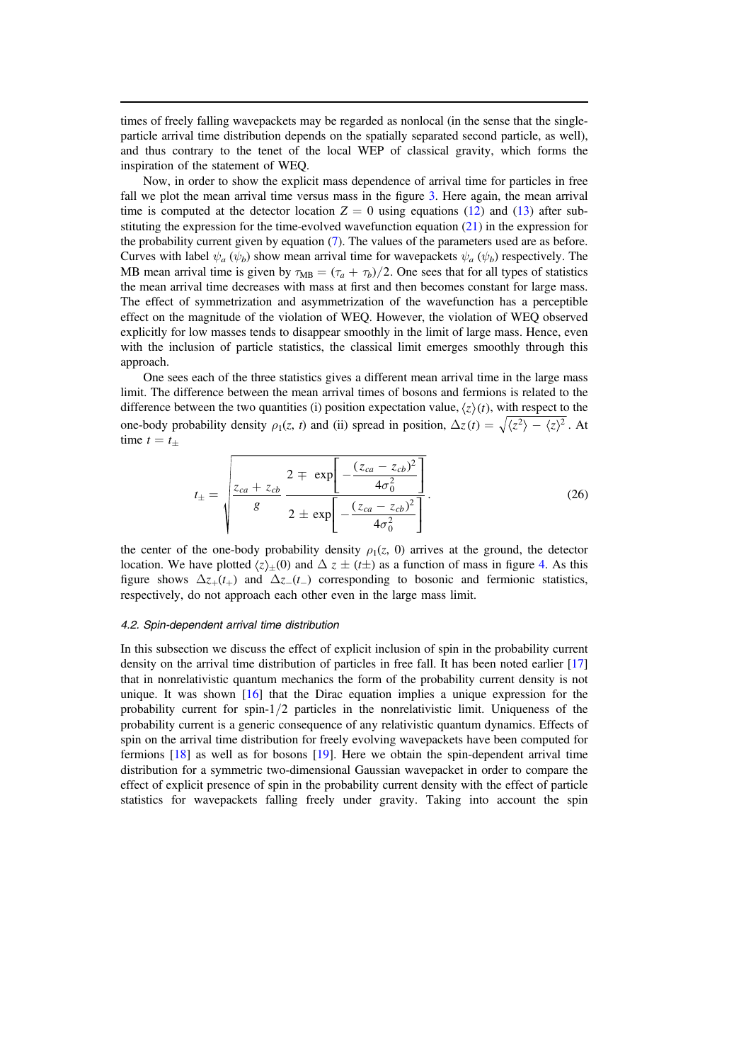times of freely falling wavepackets may be regarded as nonlocal (in the sense that the single-particle arrival time distribution depends on the spatially separated second particle, as well), and thus contrary to the tenet of the local WEP of classical gravity, which forms the inspiration of the statement of WEQ.

Now, in order to show the explicit mass dependence of arrival time for particles in free fall we plot the mean arrival time versus mass in the figure 3. Here again, the mean arrival time is computed at the detector location $Z = 0$ using equations (12) and (13) after substituting the expression for the time-evolved wavefunction equation (21) in the expression for the probability current given by equation (7). The values of the parameters used are as before. Curves with label $\psi_a$ ($\psi_b$) show mean arrival time for wavepackets $\psi_a$ ($\psi_b$) respectively. The MB mean arrival time is given by $\tau_{\rm MB} = (\tau_a + \tau_b)/2$. One sees that for all types of statistics the mean arrival time decreases with mass at first and then becomes constant for large mass. The effect of symmetrization and asymmetrization of the wavefunction has a perceptible effect on the magnitude of the violation of WEQ. However, the violation of WEQ observed explicitly for low masses tends to disappear smoothly in the limit of large mass. Hence, even with the inclusion of particle statistics, the classical limit emerges smoothly through this approach.

One sees each of the three statistics gives a different mean arrival time in the large mass limit. The difference between the mean arrival times of bosons and fermions is related to the difference between the two quantities (i) position expectation value, $\langle z\rangle(t)$, with respect to the one-body probability density $\rho_1(z,\, t)$ and (ii) spread in position, $\Delta z(t) = \sqrt{\langle z^2\rangle - \langle z\rangle^2}$. At time $t = t_\pm$

$$t_\pm = \sqrt{\frac{z_{ca} + z_{cb}}{g}\,\frac{2 \mp \exp\left[-\dfrac{(z_{ca} - z_{cb})^2}{4\sigma_0^2}\right]}{2 \pm \exp\left[-\dfrac{(z_{ca} - z_{cb})^2}{4\sigma_0^2}\right]}}. \tag{26}$$

the center of the one-body probability density $\rho_1(z,\, 0)$ arrives at the ground, the detector location. We have plotted $\langle z\rangle_\pm(0)$ and $\Delta\, z\, \pm\, (t\pm)$ as a function of mass in figure 4. As this figure shows $\Delta z_+(t_+)$ and $\Delta z_-(t_-)$ corresponding to bosonic and fermionic statistics, respectively, do not approach each other even in the large mass limit.

### 4.2. Spin-dependent arrival time distribution

In this subsection we discuss the effect of explicit inclusion of spin in the probability current density on the arrival time distribution of particles in free fall. It has been noted earlier [17] that in nonrelativistic quantum mechanics the form of the probability current density is not unique. It was shown [16] that the Dirac equation implies a unique expression for the probability current for spin-$1/2$ particles in the nonrelativistic limit. Uniqueness of the probability current is a generic consequence of any relativistic quantum dynamics. Effects of spin on the arrival time distribution for freely evolving wavepackets have been computed for fermions [18] as well as for bosons [19]. Here we obtain the spin-dependent arrival time distribution for a symmetric two-dimensional Gaussian wavepacket in order to compare the effect of explicit presence of spin in the probability current density with the effect of particle statistics for wavepackets falling freely under gravity. Taking into account the spin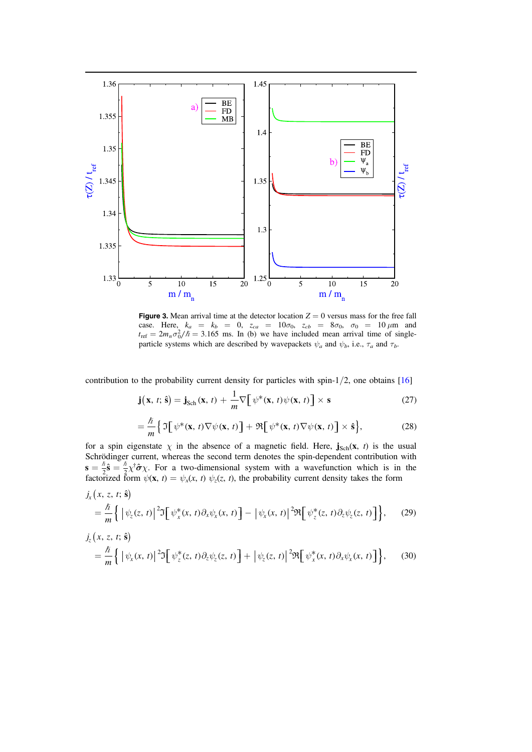**Figure 3.** Mean arrival time at the detector location $Z = 0$ versus mass for the free fall case. Here, $k_a = k_b = 0$, $z_{ca} = 10\sigma_0$, $z_{cb} = 8\sigma_0$, $\sigma_0 = 10\,\mu$m and $t_{\rm ref} = 2m_n\sigma_0^2/\hbar = 3.165$ ms. In (b) we have included mean arrival time of single-particle systems which are described by wavepackets $\psi_a$ and $\psi_b$, i.e., $\tau_a$ and $\tau_b$.

contribution to the probability current density for particles with spin-1/2, one obtains [16]

$$\mathbf{j}(\mathbf{x},\, t;\, \hat{\mathbf{s}}) = \mathbf{j}_{\rm Sch}(\mathbf{x},\, t) + \frac{1}{m}\nabla\big[\psi^*(\mathbf{x},\, t)\psi(\mathbf{x},\, t)\big] \times \mathbf{s} \tag{27}$$

$$= \frac{\hbar}{m}\Big\{\Im\big[\psi^*(\mathbf{x},\, t)\nabla\psi(\mathbf{x},\, t)\big] + \Re\big[\psi^*(\mathbf{x},\, t)\nabla\psi(\mathbf{x},\, t)\big] \times \hat{\mathbf{s}}\Big\}, \tag{28}$$

for a spin eigenstate $\chi$ in the absence of a magnetic field. Here, $\mathbf{j}_{\rm Sch}(\mathbf{x},\, t)$ is the usual Schrödinger current, whereas the second term denotes the spin-dependent contribution with $\mathbf{s} = \frac{\hbar}{2}\hat{\mathbf{s}} = \frac{\hbar}{2}\chi^\dagger\hat{\boldsymbol{\sigma}}\chi$. For a two-dimensional system with a wavefunction which is in the factorized form $\psi(\mathbf{x},\, t) = \psi_x(x,\, t)\ \psi_z(z,\, t)$, the probability current density takes the form

$$j_x\big(x,\, z,\, t;\, \hat{\mathbf{s}}\big) = \frac{\hbar}{m}\Big\{\big|\psi_z(z,\, t)\big|^2\Im\big[\psi_x^*(x,\, t)\partial_x\psi_x(x,\, t)\big] - \big|\psi_x(x,\, t)\big|^2\Re\big[\psi_z^*(z,\, t)\partial_z\psi_z(z,\, t)\big]\Big\}, \tag{29}$$

$$j_z\big(x,\, z,\, t;\, \hat{\mathbf{s}}\big) = \frac{\hbar}{m}\Big\{\big|\psi_x(x,\, t)\big|^2\Im\big[\psi_z^*(z,\, t)\partial_z\psi_z(z,\, t)\big] + \big|\psi_z(z,\, t)\big|^2\Re\big[\psi_x^*(x,\, t)\partial_x\psi_x(x,\, t)\big]\Big\}, \tag{30}$$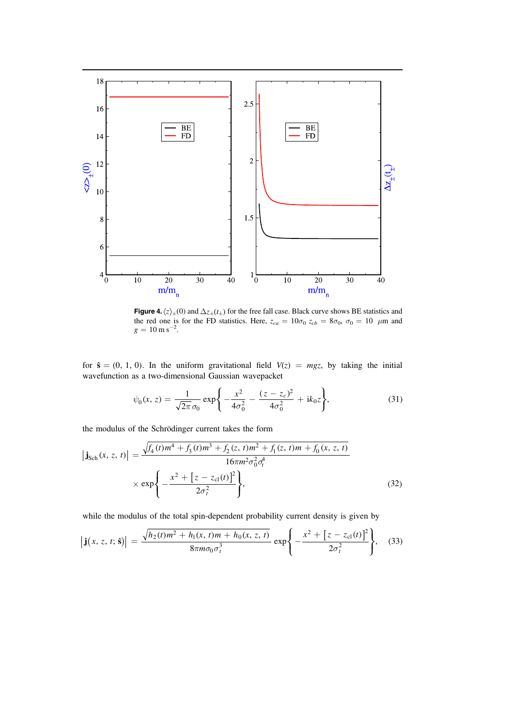**Figure 4.** $\langle z\rangle_{\pm}(0)$ and $\Delta z_{\pm}(t_{\pm})$ for the free fall case. Black curve shows BE statistics and the red one is for the FD statistics. Here, $z_{ca} = 10\sigma_0$ $z_{cb} = 8\sigma_0$, $\sigma_0 = 10$ $\mu$m and $g = 10\,\text{m}\,\text{s}^{-2}$.

for $\hat{\mathbf{s}} = (0, 1, 0)$. In the uniform gravitational field $V(z) = mgz$, by taking the initial wavefunction as a two-dimensional Gaussian wavepacket

$$\psi_0(x, z) = \frac{1}{\sqrt{2\pi}\,\sigma_0} \exp\left\{ -\frac{x^2}{4\sigma_0^2} - \frac{(z - z_c)^2}{4\sigma_0^2} + \mathrm{i}k_0 z \right\}, \tag{31}$$

the modulus of the Schrödinger current takes the form

$$\left|\mathbf{j}_{\text{Sch}}(x, z, t)\right| = \frac{\sqrt{f_4(t)m^4 + f_3(t)m^3 + f_2(z, t)m^2 + f_1(z, t)m + f_0(x, z, t)}}{16\pi m^2 \sigma_0^2 \sigma_t^4} \times \exp\left\{ -\frac{x^2 + \left[z - z_{\text{cl}}(t)\right]^2}{2\sigma_t^2} \right\}, \tag{32}$$

while the modulus of the total spin-dependent probability current density is given by

$$\left|\mathbf{j}(x, z, t; \hat{\mathbf{s}})\right| = \frac{\sqrt{h_2(t)m^2 + h_1(x, t)m + h_0(x, z, t)}}{8\pi m \sigma_0 \sigma_t^3} \exp\left\{ -\frac{x^2 + \left[z - z_{\text{cl}}(t)\right]^2}{2\sigma_t^2} \right\}, \tag{33}$$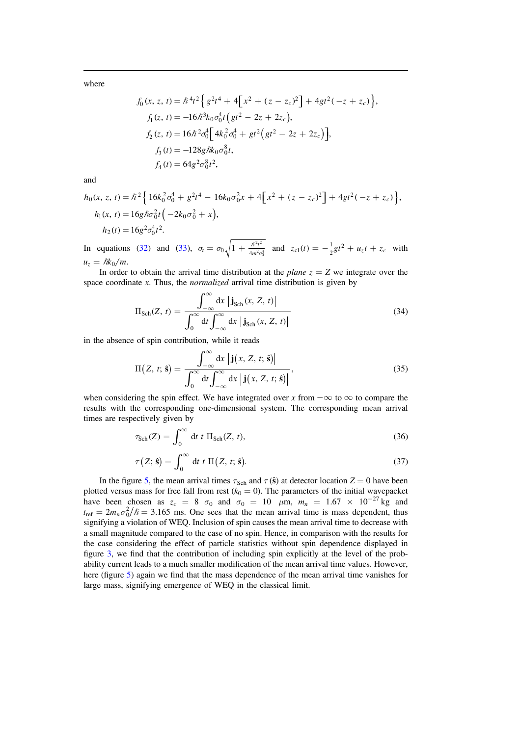where

$$
\begin{aligned}
f_0(x,\, z,\, t) &= \hbar^4 t^2 \Big\{ g^2 t^4 + 4\Big[x^2 + (z - z_c)^2\Big] + 4 g t^2 (-z + z_c) \Big\},\\
f_1(z,\, t) &= -16 \hbar^3 k_0 \sigma_0^4 t \big( g t^2 - 2z + 2 z_c \big),\\
f_2(z,\, t) &= 16 \hbar^2 \sigma_0^4 \Big[ 4 k_0^2 \sigma_0^4 + g t^2 \big( g t^2 - 2z + 2 z_c \big) \Big],\\
f_3(t) &= -128 g \hbar k_0 \sigma_0^8 t,\\
f_4(t) &= 64 g^2 \sigma_0^8 t^2,
\end{aligned}
$$

and

$$
\begin{aligned}
h_0(x,\, z,\, t) &= \hbar^2 \Big\{ 16 k_0^2 \sigma_0^4 + g^2 t^4 - 16 k_0 \sigma_0^2 x + 4\Big[x^2 + (z - z_c)^2\Big] + 4 g t^2 (-z + z_c) \Big\},\\
h_1(x,\, t) &= 16 g \hbar \sigma_0^2 t \big( -2 k_0 \sigma_0^2 + x \big),\\
h_2(t) &= 16 g^2 \sigma_0^4 t^2.
\end{aligned}
$$

In equations (32) and (33), $\sigma_t = \sigma_0 \sqrt{1 + \frac{\hbar^2 t^2}{4 m^2 \sigma_0^4}}$ and $z_{\rm cl}(t) = -\frac{1}{2} g t^2 + u_z t + z_c$ with $u_z = \hbar k_0 / m$.

In order to obtain the arrival time distribution at the *plane* $z = Z$ we integrate over the space coordinate $x$. Thus, the *normalized* arrival time distribution is given by

$$
\Pi_{\rm Sch}(Z,\, t) = \frac{\displaystyle\int_{-\infty}^{\infty} {\rm d}x\, \left|\mathbf{j}_{\rm Sch}(x,\, Z,\, t)\right|}{\displaystyle\int_0^{\infty} {\rm d}t \int_{-\infty}^{\infty} {\rm d}x\, \left|\mathbf{j}_{\rm Sch}(x,\, Z,\, t)\right|} \tag{34}
$$

in the absence of spin contribution, while it reads

$$
\Pi\big(Z,\, t;\, \hat{\mathbf{s}}\big) = \frac{\displaystyle\int_{-\infty}^{\infty} {\rm d}x\, \left|\mathbf{j}\big(x,\, Z,\, t;\, \hat{\mathbf{s}}\big)\right|}{\displaystyle\int_0^{\infty} {\rm d}t \int_{-\infty}^{\infty} {\rm d}x\, \left|\mathbf{j}\big(x,\, Z,\, t;\, \hat{\mathbf{s}}\big)\right|}, \tag{35}
$$

when considering the spin effect. We have integrated over $x$ from $-\infty$ to $\infty$ to compare the results with the corresponding one-dimensional system. The corresponding mean arrival times are respectively given by

$$
\tau_{\rm Sch}(Z) = \int_0^{\infty} {\rm d}t\; t\; \Pi_{\rm Sch}(Z,\, t), \tag{36}
$$

$$
\tau\big(Z;\, \hat{\mathbf{s}}\big) = \int_0^{\infty} {\rm d}t\; t\; \Pi\big(Z,\, t;\, \hat{\mathbf{s}}\big). \tag{37}
$$

In the figure 5, the mean arrival times $\tau_{\rm Sch}$ and $\tau(\hat{\mathbf{s}})$ at detector location $Z = 0$ have been plotted versus mass for free fall from rest ($k_0 = 0$). The parameters of the initial wavepacket have been chosen as $z_c = 8\ \sigma_0$ and $\sigma_0 = 10\ \ \mu$m, $m_n = 1.67 \times 10^{-27}$ kg and $t_{\rm ref} = 2 m_n \sigma_0^2 / \hbar = 3.165$ ms. One sees that the mean arrival time is mass dependent, thus signifying a violation of WEQ. Inclusion of spin causes the mean arrival time to decrease with a small magnitude compared to the case of no spin. Hence, in comparison with the results for the case considering the effect of particle statistics without spin dependence displayed in figure 3, we find that the contribution of including spin explicitly at the level of the probability current leads to a much smaller modification of the mean arrival time values. However, here (figure 5) again we find that the mass dependence of the mean arrival time vanishes for large mass, signifying emergence of WEQ in the classical limit.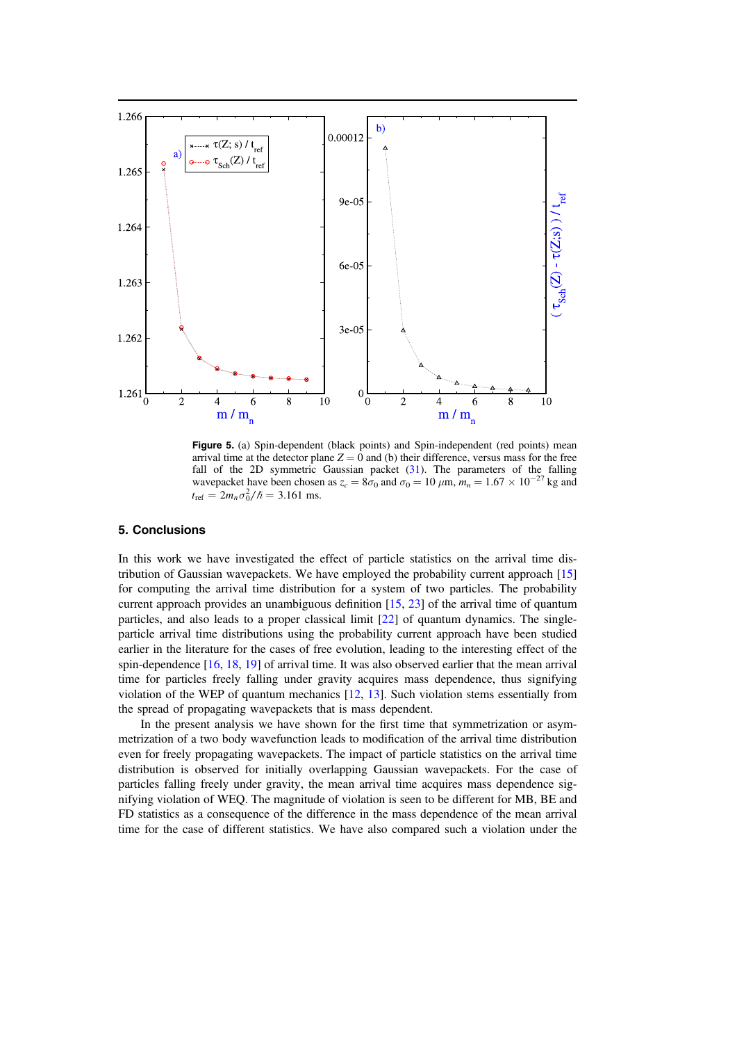**Figure 5.** (a) Spin-dependent (black points) and Spin-independent (red points) mean arrival time at the detector plane $Z = 0$ and (b) their difference, versus mass for the free fall of the 2D symmetric Gaussian packet (31). The parameters of the falling wavepacket have been chosen as $z_c = 8\sigma_0$ and $\sigma_0 = 10$ $\mu$m, $m_n = 1.67 \times 10^{-27}$ kg and $t_{\rm ref} = 2m_n\sigma_0^2/\hbar = 3.161$ ms.

## 5. Conclusions

In this work we have investigated the effect of particle statistics on the arrival time distribution of Gaussian wavepackets. We have employed the probability current approach [15] for computing the arrival time distribution for a system of two particles. The probability current approach provides an unambiguous definition [15, 23] of the arrival time of quantum particles, and also leads to a proper classical limit [22] of quantum dynamics. The single-particle arrival time distributions using the probability current approach have been studied earlier in the literature for the cases of free evolution, leading to the interesting effect of the spin-dependence [16, 18, 19] of arrival time. It was also observed earlier that the mean arrival time for particles freely falling under gravity acquires mass dependence, thus signifying violation of the WEP of quantum mechanics [12, 13]. Such violation stems essentially from the spread of propagating wavepackets that is mass dependent.

In the present analysis we have shown for the first time that symmetrization or asymmetrization of a two body wavefunction leads to modification of the arrival time distribution even for freely propagating wavepackets. The impact of particle statistics on the arrival time distribution is observed for initially overlapping Gaussian wavepackets. For the case of particles falling freely under gravity, the mean arrival time acquires mass dependence signifying violation of WEQ. The magnitude of violation is seen to be different for MB, BE and FD statistics as a consequence of the difference in the mass dependence of the mean arrival time for the case of different statistics. We have also compared such a violation under the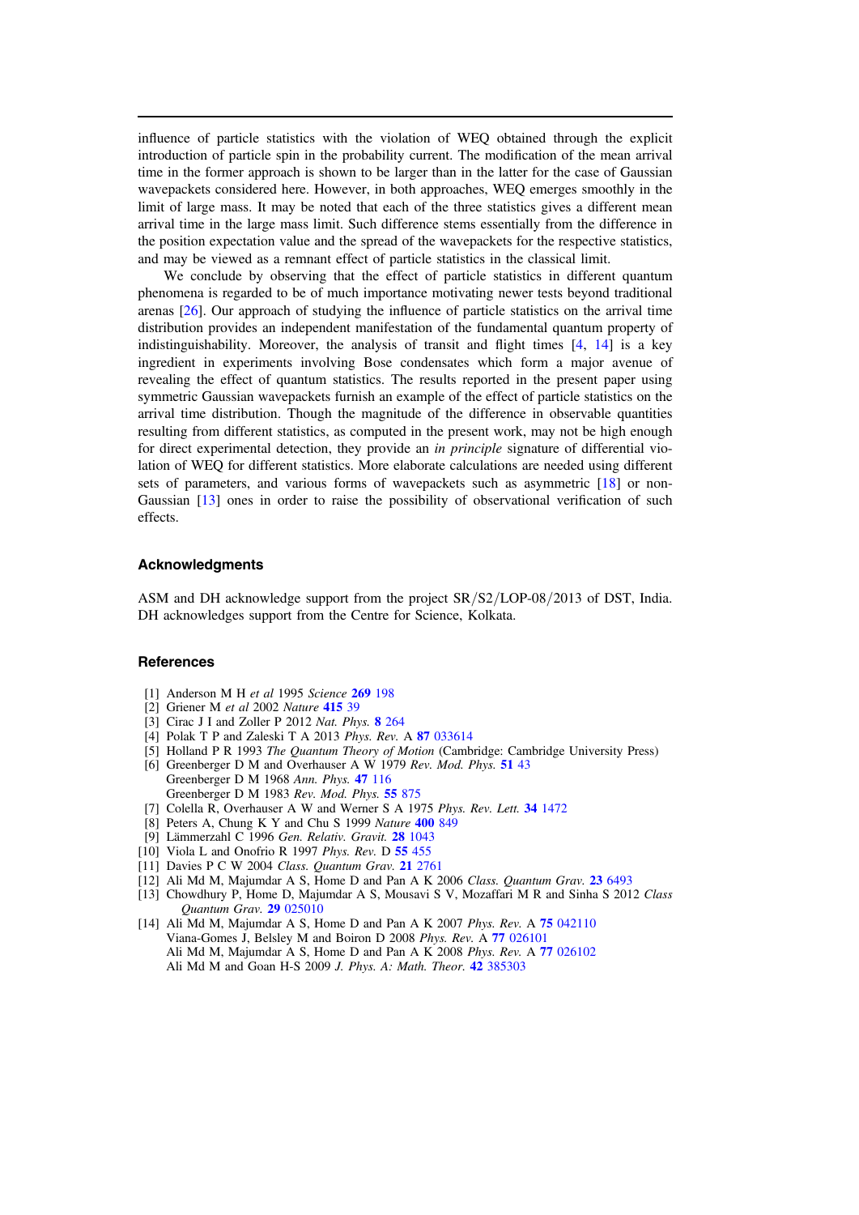influence of particle statistics with the violation of WEQ obtained through the explicit introduction of particle spin in the probability current. The modification of the mean arrival time in the former approach is shown to be larger than in the latter for the case of Gaussian wavepackets considered here. However, in both approaches, WEQ emerges smoothly in the limit of large mass. It may be noted that each of the three statistics gives a different mean arrival time in the large mass limit. Such difference stems essentially from the difference in the position expectation value and the spread of the wavepackets for the respective statistics, and may be viewed as a remnant effect of particle statistics in the classical limit.

We conclude by observing that the effect of particle statistics in different quantum phenomena is regarded to be of much importance motivating newer tests beyond traditional arenas [26]. Our approach of studying the influence of particle statistics on the arrival time distribution provides an independent manifestation of the fundamental quantum property of indistinguishability. Moreover, the analysis of transit and flight times [4, 14] is a key ingredient in experiments involving Bose condensates which form a major avenue of revealing the effect of quantum statistics. The results reported in the present paper using symmetric Gaussian wavepackets furnish an example of the effect of particle statistics on the arrival time distribution. Though the magnitude of the difference in observable quantities resulting from different statistics, as computed in the present work, may not be high enough for direct experimental detection, they provide an *in principle* signature of differential violation of WEQ for different statistics. More elaborate calculations are needed using different sets of parameters, and various forms of wavepackets such as asymmetric [18] or non-Gaussian [13] ones in order to raise the possibility of observational verification of such effects.

## Acknowledgments

ASM and DH acknowledge support from the project SR/S2/LOP-08/2013 of DST, India. DH acknowledges support from the Centre for Science, Kolkata.

## References

[1] Anderson M H *et al* 1995 *Science* **269** 198
[2] Griener M *et al* 2002 *Nature* **415** 39
[3] Cirac J I and Zoller P 2012 *Nat. Phys.* **8** 264
[4] Polak T P and Zaleski T A 2013 *Phys. Rev.* A **87** 033614
[5] Holland P R 1993 *The Quantum Theory of Motion* (Cambridge: Cambridge University Press)
[6] Greenberger D M and Overhauser A W 1979 *Rev. Mod. Phys.* **51** 43
Greenberger D M 1968 *Ann. Phys.* **47** 116
Greenberger D M 1983 *Rev. Mod. Phys.* **55** 875
[7] Colella R, Overhauser A W and Werner S A 1975 *Phys. Rev. Lett.* **34** 1472
[8] Peters A, Chung K Y and Chu S 1999 *Nature* **400** 849
[9] Lämmerzahl C 1996 *Gen. Relativ. Gravit.* **28** 1043
[10] Viola L and Onofrio R 1997 *Phys. Rev.* D **55** 455
[11] Davies P C W 2004 *Class. Quantum Grav.* **21** 2761
[12] Ali Md M, Majumdar A S, Home D and Pan A K 2006 *Class. Quantum Grav.* **23** 6493
[13] Chowdhury P, Home D, Majumdar A S, Mousavi S V, Mozaffari M R and Sinha S 2012 *Class Quantum Grav.* **29** 025010
[14] Ali Md M, Majumdar A S, Home D and Pan A K 2007 *Phys. Rev.* A **75** 042110
Viana-Gomes J, Belsley M and Boiron D 2008 *Phys. Rev.* A **77** 026101
Ali Md M, Majumdar A S, Home D and Pan A K 2008 *Phys. Rev.* A **77** 026102
Ali Md M and Goan H-S 2009 *J. Phys. A: Math. Theor.* **42** 385303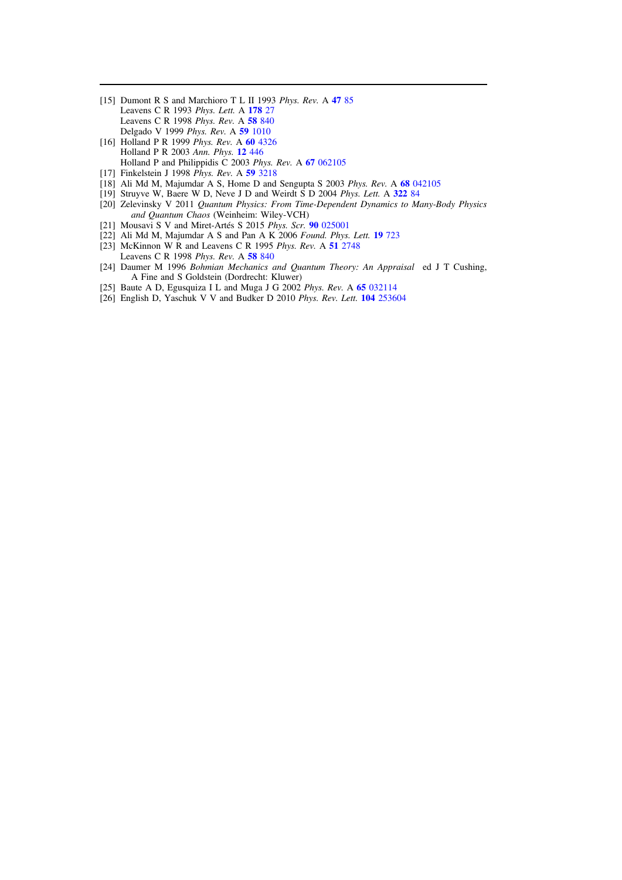[15] Dumont R S and Marchioro T L II 1993 *Phys. Rev.* A **47** 85
Leavens C R 1993 *Phys. Lett.* A **178** 27
Leavens C R 1998 *Phys. Rev.* A **58** 840
Delgado V 1999 *Phys. Rev.* A **59** 1010

[16] Holland P R 1999 *Phys. Rev.* A **60** 4326
Holland P R 2003 *Ann. Phys.* **12** 446
Holland P and Philippidis C 2003 *Phys. Rev.* A **67** 062105

[17] Finkelstein J 1998 *Phys. Rev.* A **59** 3218

[18] Ali Md M, Majumdar A S, Home D and Sengupta S 2003 *Phys. Rev.* A **68** 042105

[19] Struyve W, Baere W D, Neve J D and Weirdt S D 2004 *Phys. Lett.* A **322** 84

[20] Zelevinsky V 2011 *Quantum Physics: From Time-Dependent Dynamics to Many-Body Physics and Quantum Chaos* (Weinheim: Wiley-VCH)

[21] Mousavi S V and Miret-Artés S 2015 *Phys. Scr.* **90** 025001

[22] Ali Md M, Majumdar A S and Pan A K 2006 *Found. Phys. Lett.* **19** 723

[23] McKinnon W R and Leavens C R 1995 *Phys. Rev.* A **51** 2748
Leavens C R 1998 *Phys. Rev.* A **58** 840

[24] Daumer M 1996 *Bohmian Mechanics and Quantum Theory: An Appraisal* ed J T Cushing, A Fine and S Goldstein (Dordrecht: Kluwer)

[25] Baute A D, Egusquiza I L and Muga J G 2002 *Phys. Rev.* A **65** 032114

[26] English D, Yaschuk V V and Budker D 2010 *Phys. Rev. Lett.* **104** 253604